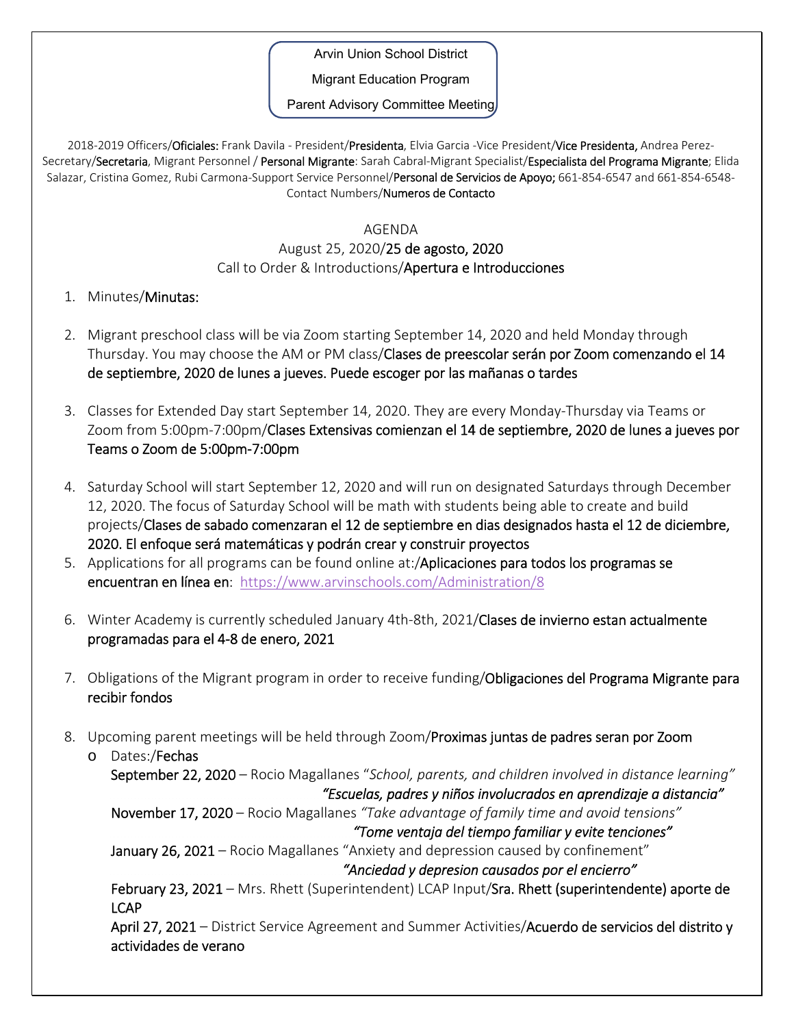Arvin Union School District

Migrant Education Program

Parent Advisory Committee Meeting

2018-2019 Officers/**Oficiales:** Frank Davila - President/**Presidenta**, Elvia Garcia -Vice President/**Vice Presidenta,** Andrea Perez-Secretary/**Secretaria**, Migrant Personnel / **Personal Migrante**: Sarah Cabral-Migrant Specialist/**Especialista del Programa Migrante**; Elida Salazar, Cristina Gomez, Rubi Carmona-Support Service Personnel/**Personal de Servicios de Apoyo;** 661-854-6547 and 661-854-6548-Contact Numbers/**Numeros de Contacto**

AGENDA

August 25, 2020/**25 de agosto, 2020**

Call to Order & Introductions/**Apertura e Introducciones**

1. Minutes/**Minutas:**

2. Migrant preschool class will be via Zoom starting September 14, 2020 and held Monday through Thursday. You may choose the AM or PM class/**Clases de preescolar serán por Zoom comenzando el 14 de septiembre, 2020 de lunes a jueves. Puede escoger por las mañanas o tardes**

3. Classes for Extended Day start September 14, 2020. They are every Monday-Thursday via Teams or Zoom from 5:00pm-7:00pm/**Clases Extensivas comienzan el 14 de septiembre, 2020 de lunes a jueves por Teams o Zoom de 5:00pm-7:00pm**

4. Saturday School will start September 12, 2020 and will run on designated Saturdays through December 12, 2020. The focus of Saturday School will be math with students being able to create and build projects/**Clases de sabado comenzaran el 12 de septiembre en dias designados hasta el 12 de diciembre, 2020. El enfoque será matemáticas y podrán crear y construir proyectos**
5. Applications for all programs can be found online at:/**Aplicaciones para todos los programas se encuentran en línea en**: https://www.arvinschools.com/Administration/8

6. Winter Academy is currently scheduled January 4th-8th, 2021/**Clases de invierno estan actualmente programadas para el 4-8 de enero, 2021**

7. Obligations of the Migrant program in order to receive funding/**Obligaciones del Programa Migrante para recibir fondos**

8. Upcoming parent meetings will be held through Zoom/**Proximas juntas de padres seran por Zoom**
   - Dates:/**Fechas**

     **September 22, 2020** – Rocio Magallanes "*School, parents, and children involved in distance learning"*
     ***"Escuelas, padres y niños involucrados en aprendizaje a distancia"***

     **November 17, 2020** – Rocio Magallanes *"Take advantage of family time and avoid tensions"*
     ***"Tome ventaja del tiempo familiar y evite tenciones"***

     **January 26, 2021** – Rocio Magallanes "Anxiety and depression caused by confinement"
     ***"Anciedad y depresion causados por el encierro"***

     **February 23, 2021** – Mrs. Rhett (Superintendent) LCAP Input/**Sra. Rhett (superintendente) aporte de LCAP**

     **April 27, 2021** – District Service Agreement and Summer Activities/**Acuerdo de servicios del distrito y actividades de verano**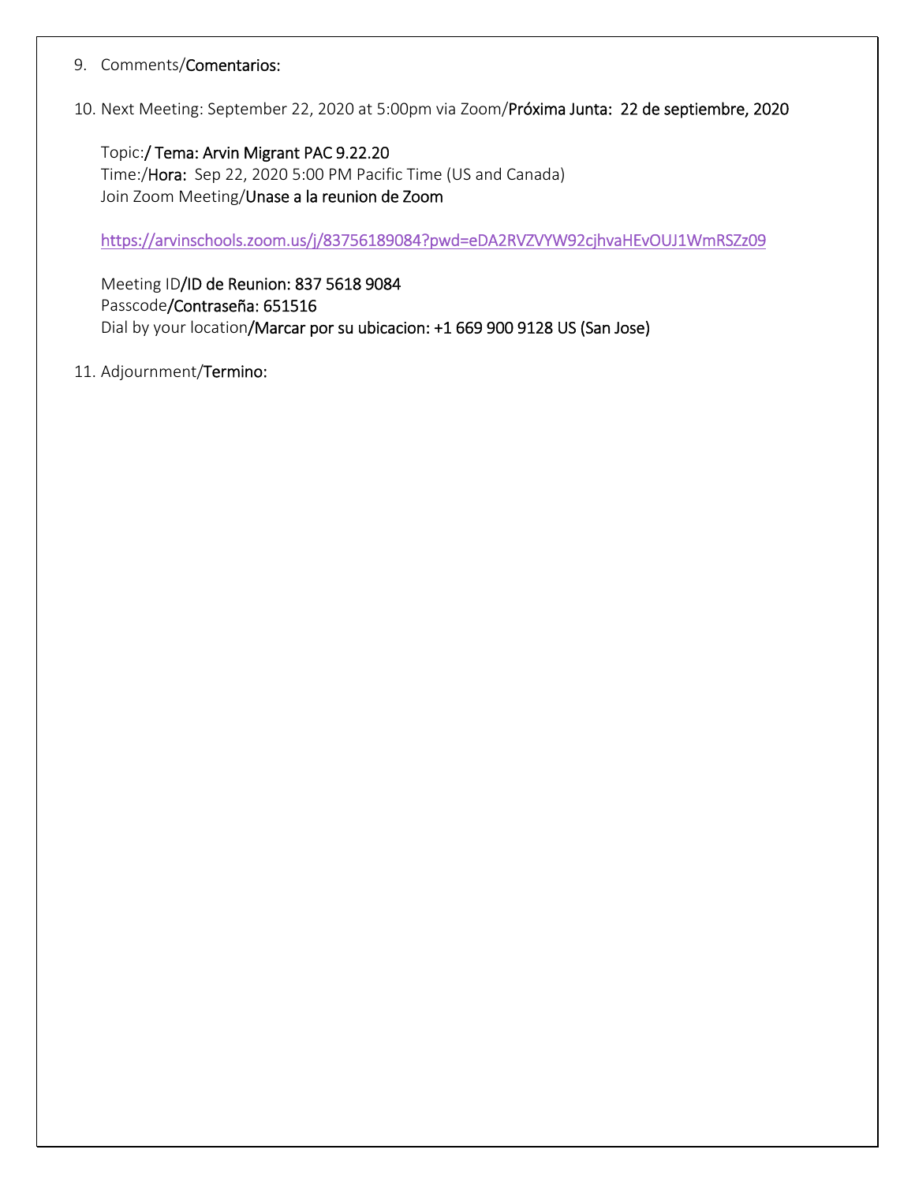9. Comments/Comentarios:

10. Next Meeting: September 22, 2020 at 5:00pm via Zoom/Próxima Junta: 22 de septiembre, 2020

    Topic:/ Tema: Arvin Migrant PAC 9.22.20
    Time:/Hora: Sep 22, 2020 5:00 PM Pacific Time (US and Canada)
    Join Zoom Meeting/Unase a la reunion de Zoom

    https://arvinschools.zoom.us/j/83756189084?pwd=eDA2RVZVYW92cjhvaHEvOUJ1WmRSZz09

    Meeting ID/ID de Reunion: 837 5618 9084
    Passcode/Contraseña: 651516
    Dial by your location/Marcar por su ubicacion: +1 669 900 9128 US (San Jose)

11. Adjournment/Termino: